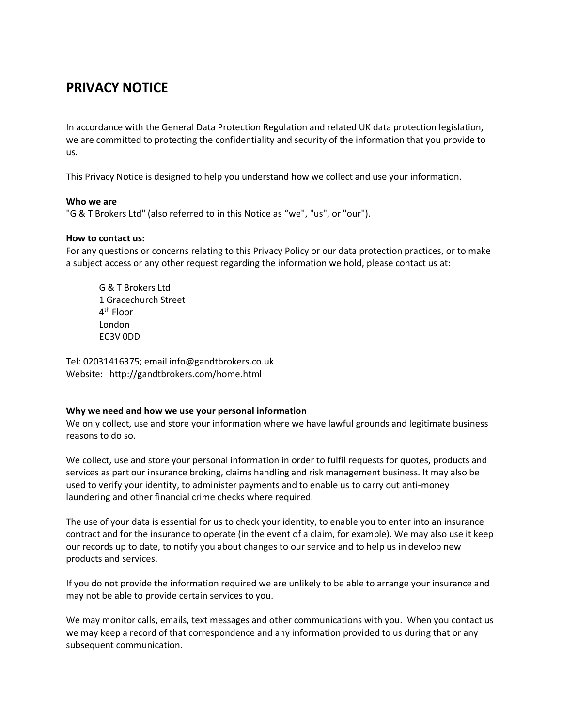# PRIVACY NOTICE

In accordance with the General Data Protection Regulation and related UK data protection legislation, we are committed to protecting the confidentiality and security of the information that you provide to us.

This Privacy Notice is designed to help you understand how we collect and use your information.

**Who we are**
"G & T Brokers Ltd" (also referred to in this Notice as “we", "us", or "our").

**How to contact us:**
For any questions or concerns relating to this Privacy Policy or our data protection practices, or to make a subject access or any other request regarding the information we hold, please contact us at:

> G & T Brokers Ltd
> 1 Gracechurch Street
> 4th Floor
> London
> EC3V 0DD

Tel: 02031416375; email info@gandtbrokers.co.uk
Website: http://gandtbrokers.com/home.html

**Why we need and how we use your personal information**
We only collect, use and store your information where we have lawful grounds and legitimate business reasons to do so.

We collect, use and store your personal information in order to fulfil requests for quotes, products and services as part our insurance broking, claims handling and risk management business. It may also be used to verify your identity, to administer payments and to enable us to carry out anti-money laundering and other financial crime checks where required.

The use of your data is essential for us to check your identity, to enable you to enter into an insurance contract and for the insurance to operate (in the event of a claim, for example). We may also use it keep our records up to date, to notify you about changes to our service and to help us in develop new products and services.

If you do not provide the information required we are unlikely to be able to arrange your insurance and may not be able to provide certain services to you.

We may monitor calls, emails, text messages and other communications with you. When you contact us we may keep a record of that correspondence and any information provided to us during that or any subsequent communication.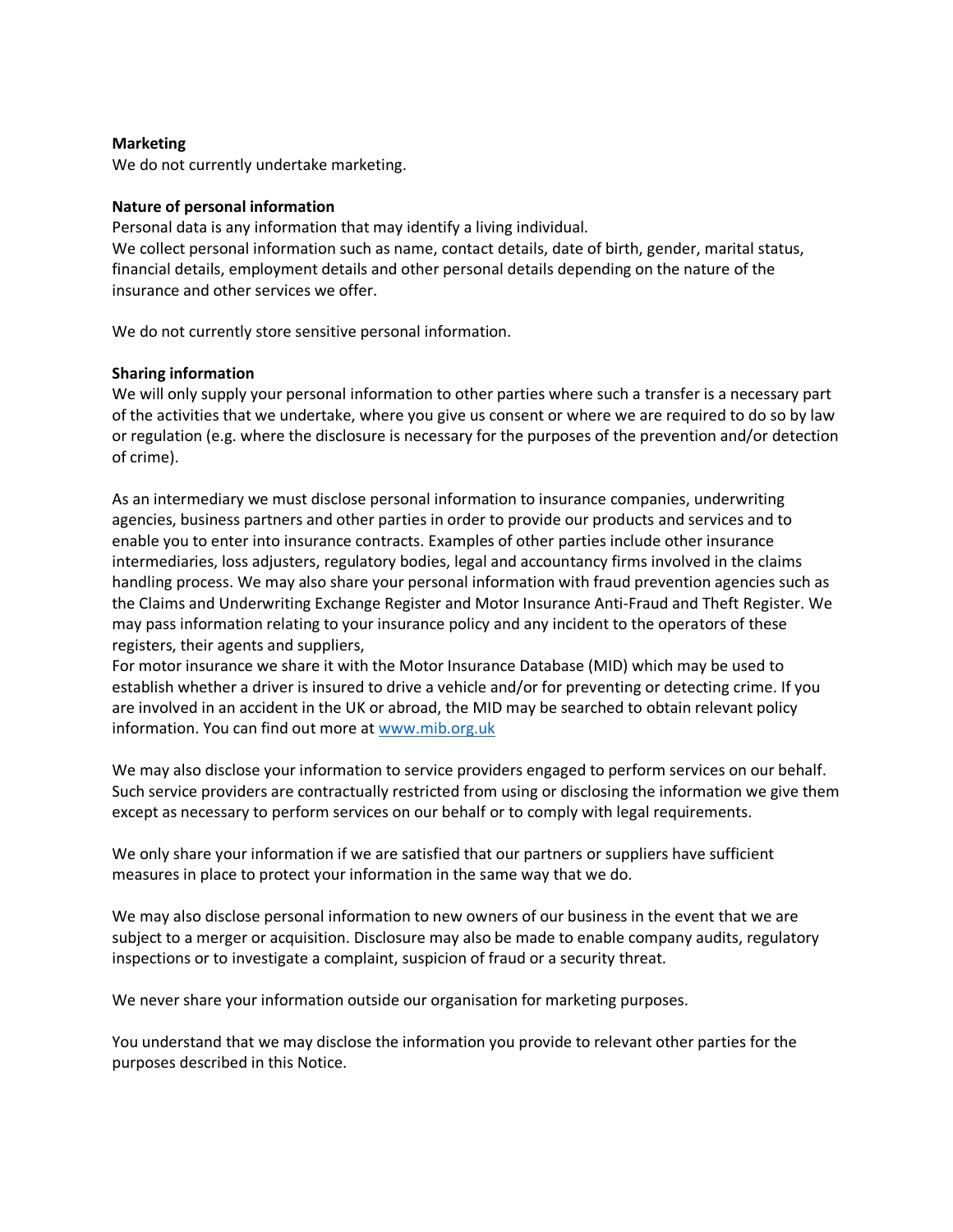**Marketing**

We do not currently undertake marketing.

**Nature of personal information**

Personal data is any information that may identify a living individual.
We collect personal information such as name, contact details, date of birth, gender, marital status, financial details, employment details and other personal details depending on the nature of the insurance and other services we offer.

We do not currently store sensitive personal information.

**Sharing information**

We will only supply your personal information to other parties where such a transfer is a necessary part of the activities that we undertake, where you give us consent or where we are required to do so by law or regulation (e.g. where the disclosure is necessary for the purposes of the prevention and/or detection of crime).

As an intermediary we must disclose personal information to insurance companies, underwriting agencies, business partners and other parties in order to provide our products and services and to enable you to enter into insurance contracts. Examples of other parties include other insurance intermediaries, loss adjusters, regulatory bodies, legal and accountancy firms involved in the claims handling process. We may also share your personal information with fraud prevention agencies such as the Claims and Underwriting Exchange Register and Motor Insurance Anti-Fraud and Theft Register. We may pass information relating to your insurance policy and any incident to the operators of these registers, their agents and suppliers,
For motor insurance we share it with the Motor Insurance Database (MID) which may be used to establish whether a driver is insured to drive a vehicle and/or for preventing or detecting crime. If you are involved in an accident in the UK or abroad, the MID may be searched to obtain relevant policy information. You can find out more at [www.mib.org.uk](http://www.mib.org.uk)

We may also disclose your information to service providers engaged to perform services on our behalf. Such service providers are contractually restricted from using or disclosing the information we give them except as necessary to perform services on our behalf or to comply with legal requirements.

We only share your information if we are satisfied that our partners or suppliers have sufficient measures in place to protect your information in the same way that we do.

We may also disclose personal information to new owners of our business in the event that we are subject to a merger or acquisition. Disclosure may also be made to enable company audits, regulatory inspections or to investigate a complaint, suspicion of fraud or a security threat.

We never share your information outside our organisation for marketing purposes.

You understand that we may disclose the information you provide to relevant other parties for the purposes described in this Notice.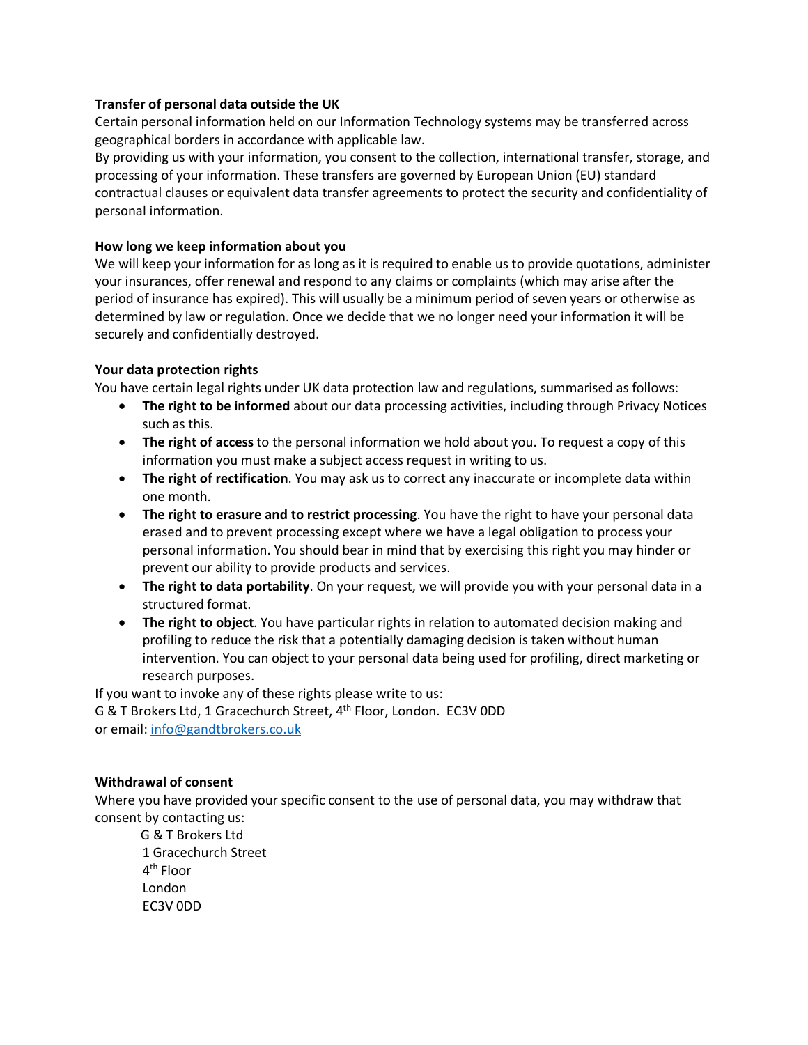**Transfer of personal data outside the UK**

Certain personal information held on our Information Technology systems may be transferred across geographical borders in accordance with applicable law.

By providing us with your information, you consent to the collection, international transfer, storage, and processing of your information. These transfers are governed by European Union (EU) standard contractual clauses or equivalent data transfer agreements to protect the security and confidentiality of personal information.

**How long we keep information about you**

We will keep your information for as long as it is required to enable us to provide quotations, administer your insurances, offer renewal and respond to any claims or complaints (which may arise after the period of insurance has expired). This will usually be a minimum period of seven years or otherwise as determined by law or regulation. Once we decide that we no longer need your information it will be securely and confidentially destroyed.

**Your data protection rights**

You have certain legal rights under UK data protection law and regulations, summarised as follows:

- **The right to be informed** about our data processing activities, including through Privacy Notices such as this.
- **The right of access** to the personal information we hold about you. To request a copy of this information you must make a subject access request in writing to us.
- **The right of rectification**. You may ask us to correct any inaccurate or incomplete data within one month.
- **The right to erasure and to restrict processing**. You have the right to have your personal data erased and to prevent processing except where we have a legal obligation to process your personal information. You should bear in mind that by exercising this right you may hinder or prevent our ability to provide products and services.
- **The right to data portability**. On your request, we will provide you with your personal data in a structured format.
- **The right to object**. You have particular rights in relation to automated decision making and profiling to reduce the risk that a potentially damaging decision is taken without human intervention. You can object to your personal data being used for profiling, direct marketing or research purposes.

If you want to invoke any of these rights please write to us:
G & T Brokers Ltd, 1 Gracechurch Street, 4th Floor, London. EC3V 0DD
or email: info@gandtbrokers.co.uk

**Withdrawal of consent**

Where you have provided your specific consent to the use of personal data, you may withdraw that consent by contacting us:

G & T Brokers Ltd
1 Gracechurch Street
4th Floor
London
EC3V 0DD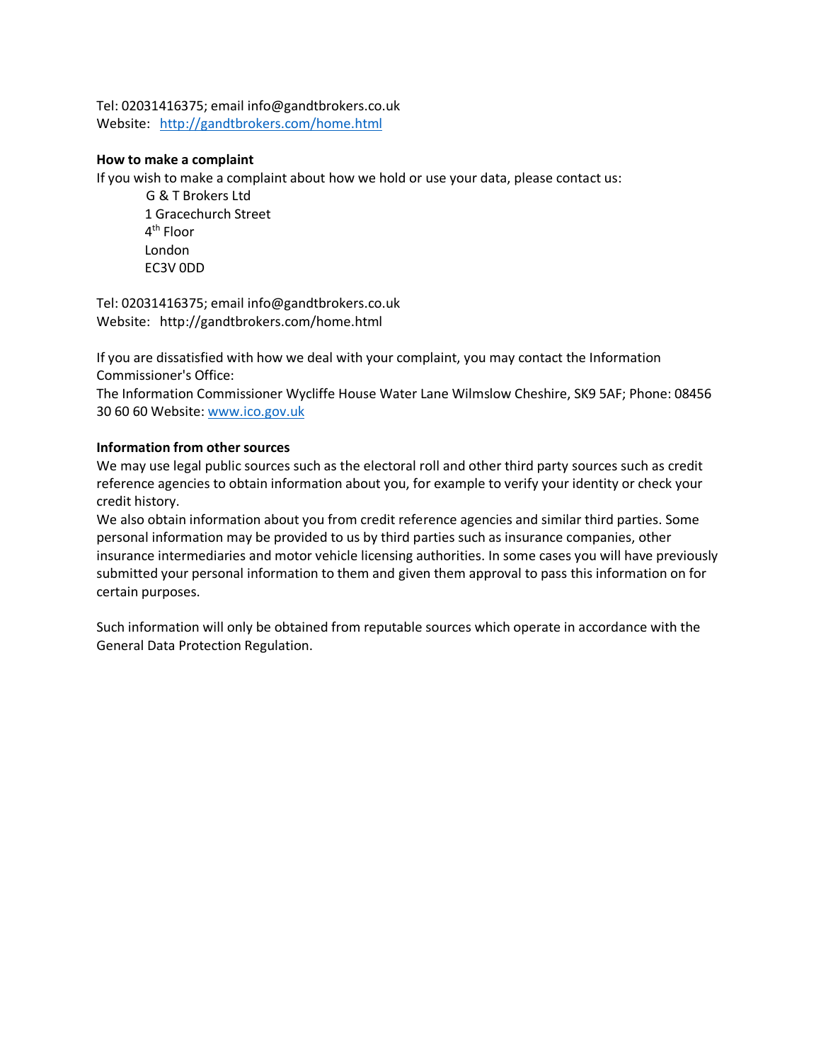Tel: 02031416375; email info@gandtbrokers.co.uk
Website: [http://gandtbrokers.com/home.html](http://gandtbrokers.com/home.html)

**How to make a complaint**

If you wish to make a complaint about how we hold or use your data, please contact us:

G & T Brokers Ltd
1 Gracechurch Street
4th Floor
London
EC3V 0DD

Tel: 02031416375; email info@gandtbrokers.co.uk
Website: http://gandtbrokers.com/home.html

If you are dissatisfied with how we deal with your complaint, you may contact the Information Commissioner's Office:
The Information Commissioner Wycliffe House Water Lane Wilmslow Cheshire, SK9 5AF; Phone: 08456 30 60 60 Website: [www.ico.gov.uk](www.ico.gov.uk)

**Information from other sources**

We may use legal public sources such as the electoral roll and other third party sources such as credit reference agencies to obtain information about you, for example to verify your identity or check your credit history.
We also obtain information about you from credit reference agencies and similar third parties. Some personal information may be provided to us by third parties such as insurance companies, other insurance intermediaries and motor vehicle licensing authorities. In some cases you will have previously submitted your personal information to them and given them approval to pass this information on for certain purposes.

Such information will only be obtained from reputable sources which operate in accordance with the General Data Protection Regulation.